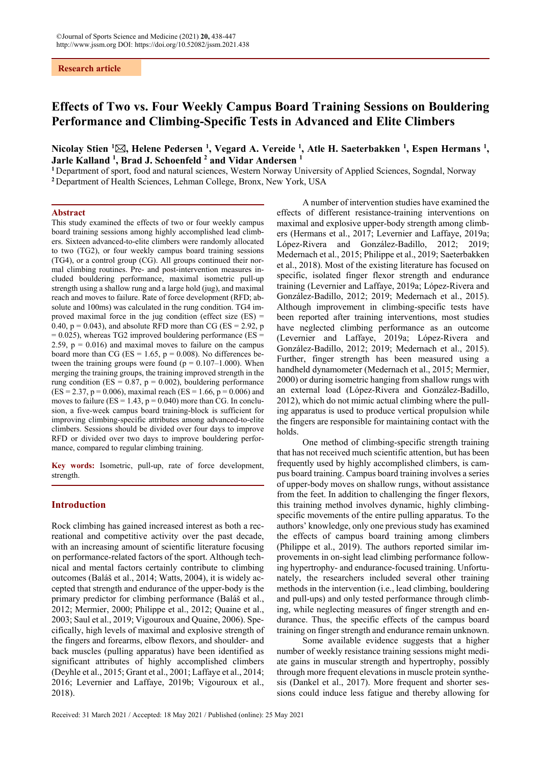Research article

# Effects of Two vs. Four Weekly Campus Board Training Sessions on Bouldering Performance and Climbing-Specific Tests in Advanced and Elite Climbers

**Nicolay Stien [1]✉, Helene Pedersen [1], Vegard A. Vereide [1], Atle H. Saeterbakken [1], Espen Hermans [1], Jarle Kalland [1], Brad J. Schoenfeld [2] and Vidar Andersen [1]**

[1] Department of sport, food and natural sciences, Western Norway University of Applied Sciences, Sogndal, Norway
[2] Department of Health Sciences, Lehman College, Bronx, New York, USA

## Abstract

This study examined the effects of two or four weekly campus board training sessions among highly accomplished lead climbers. Sixteen advanced-to-elite climbers were randomly allocated to two (TG2), or four weekly campus board training sessions (TG4), or a control group (CG). All groups continued their normal climbing routines. Pre- and post-intervention measures included bouldering performance, maximal isometric pull-up strength using a shallow rung and a large hold (jug), and maximal reach and moves to failure. Rate of force development (RFD; absolute and 100ms) was calculated in the rung condition. TG4 improved maximal force in the jug condition (effect size (ES) = 0.40, $p = 0.043$), and absolute RFD more than CG (ES = 2.92, $p = 0.025$), whereas TG2 improved bouldering performance (ES = 2.59, $p = 0.016$) and maximal moves to failure on the campus board more than CG (ES = 1.65, $p = 0.008$). No differences between the training groups were found ($p = 0.107$–$1.000$). When merging the training groups, the training improved strength in the rung condition (ES = 0.87, $p = 0.002$), bouldering performance (ES = 2.37, $p = 0.006$), maximal reach (ES = 1.66, $p = 0.006$) and moves to failure (ES = 1.43, $p = 0.040$) more than CG. In conclusion, a five-week campus board training-block is sufficient for improving climbing-specific attributes among advanced-to-elite climbers. Sessions should be divided over four days to improve RFD or divided over two days to improve bouldering performance, compared to regular climbing training.

**Key words:** Isometric, pull-up, rate of force development, strength.

## Introduction

Rock climbing has gained increased interest as both a recreational and competitive activity over the past decade, with an increasing amount of scientific literature focusing on performance-related factors of the sport. Although technical and mental factors certainly contribute to climbing outcomes (Baláš et al., 2014; Watts, 2004), it is widely accepted that strength and endurance of the upper-body is the primary predictor for climbing performance (Baláš et al., 2012; Mermier, 2000; Philippe et al., 2012; Quaine et al., 2003; Saul et al., 2019; Vigouroux and Quaine, 2006). Specifically, high levels of maximal and explosive strength of the fingers and forearms, elbow flexors, and shoulder- and back muscles (pulling apparatus) have been identified as significant attributes of highly accomplished climbers (Deyhle et al., 2015; Grant et al., 2001; Laffaye et al., 2014; 2016; Levernier and Laffaye, 2019b; Vigouroux et al., 2018).

A number of intervention studies have examined the effects of different resistance-training interventions on maximal and explosive upper-body strength among climbers (Hermans et al., 2017; Levernier and Laffaye, 2019a; López-Rivera and González-Badillo, 2012; 2019; Medernach et al., 2015; Philippe et al., 2019; Saeterbakken et al., 2018). Most of the existing literature has focused on specific, isolated finger flexor strength and endurance training (Levernier and Laffaye, 2019a; López-Rivera and González-Badillo, 2012; 2019; Medernach et al., 2015). Although improvement in climbing-specific tests have been reported after training interventions, most studies have neglected climbing performance as an outcome (Levernier and Laffaye, 2019a; López-Rivera and González-Badillo, 2012; 2019; Medernach et al., 2015). Further, finger strength has been measured using a handheld dynamometer (Medernach et al., 2015; Mermier, 2000) or during isometric hanging from shallow rungs with an external load (López-Rivera and González-Badillo, 2012), which do not mimic actual climbing where the pulling apparatus is used to produce vertical propulsion while the fingers are responsible for maintaining contact with the holds.

One method of climbing-specific strength training that has not received much scientific attention, but has been frequently used by highly accomplished climbers, is campus board training. Campus board training involves a series of upper-body moves on shallow rungs, without assistance from the feet. In addition to challenging the finger flexors, this training method involves dynamic, highly climbing-specific movements of the entire pulling apparatus. To the authors' knowledge, only one previous study has examined the effects of campus board training among climbers (Philippe et al., 2019). The authors reported similar improvements in on-sight lead climbing performance following hypertrophy- and endurance-focused training. Unfortunately, the researchers included several other training methods in the intervention (i.e., lead climbing, bouldering and pull-ups) and only tested performance through climbing, while neglecting measures of finger strength and endurance. Thus, the specific effects of the campus board training on finger strength and endurance remain unknown.

Some available evidence suggests that a higher number of weekly resistance training sessions might mediate gains in muscular strength and hypertrophy, possibly through more frequent elevations in muscle protein synthesis (Dankel et al., 2017). More frequent and shorter sessions could induce less fatigue and thereby allowing for

Received: 31 March 2021 / Accepted: 18 May 2021 / Published (online): 25 May 2021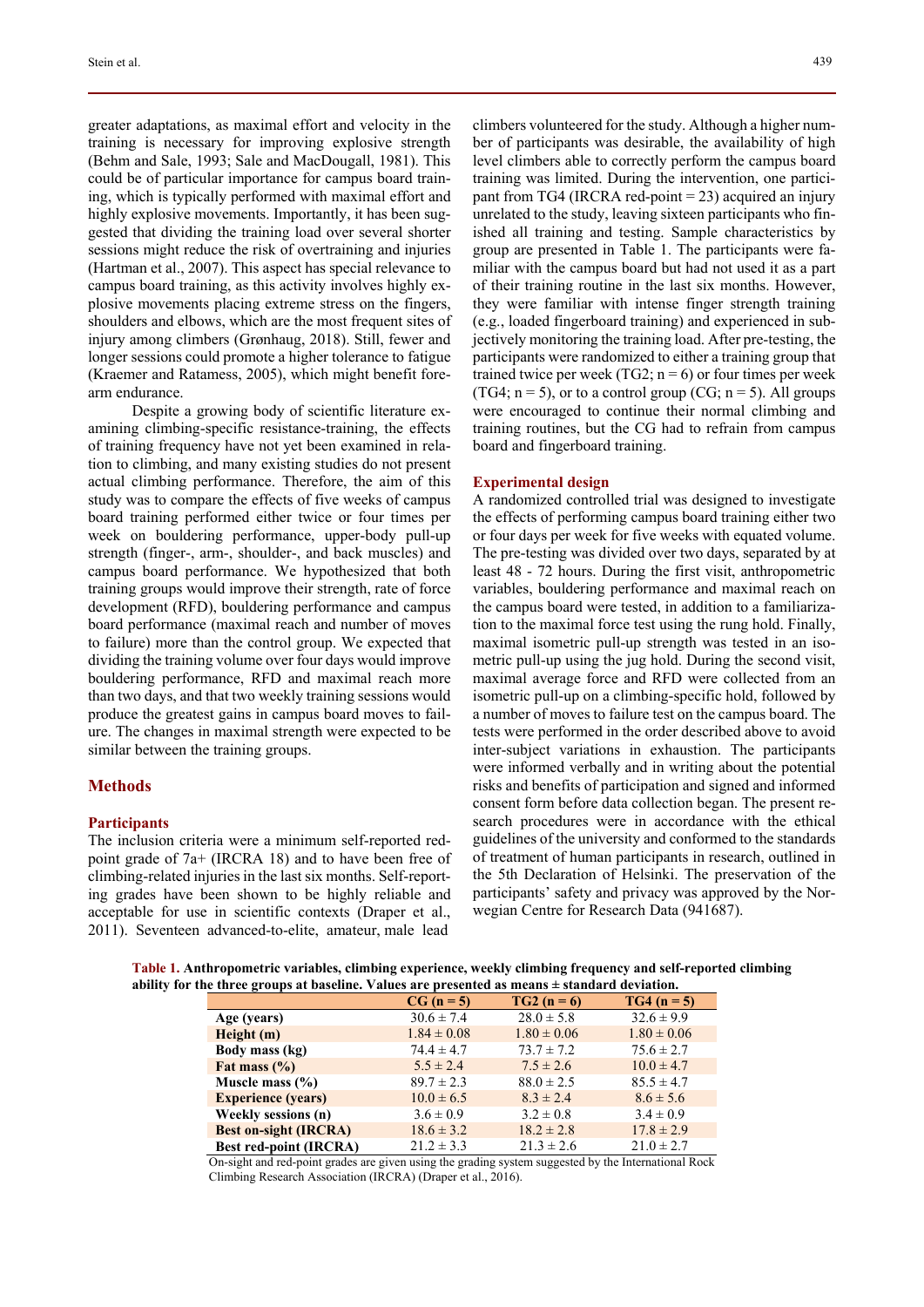greater adaptations, as maximal effort and velocity in the training is necessary for improving explosive strength (Behm and Sale, 1993; Sale and MacDougall, 1981). This could be of particular importance for campus board training, which is typically performed with maximal effort and highly explosive movements. Importantly, it has been suggested that dividing the training load over several shorter sessions might reduce the risk of overtraining and injuries (Hartman et al., 2007). This aspect has special relevance to campus board training, as this activity involves highly explosive movements placing extreme stress on the fingers, shoulders and elbows, which are the most frequent sites of injury among climbers (Grønhaug, 2018). Still, fewer and longer sessions could promote a higher tolerance to fatigue (Kraemer and Ratamess, 2005), which might benefit forearm endurance.

Despite a growing body of scientific literature examining climbing-specific resistance-training, the effects of training frequency have not yet been examined in relation to climbing, and many existing studies do not present actual climbing performance. Therefore, the aim of this study was to compare the effects of five weeks of campus board training performed either twice or four times per week on bouldering performance, upper-body pull-up strength (finger-, arm-, shoulder-, and back muscles) and campus board performance. We hypothesized that both training groups would improve their strength, rate of force development (RFD), bouldering performance and campus board performance (maximal reach and number of moves to failure) more than the control group. We expected that dividing the training volume over four days would improve bouldering performance, RFD and maximal reach more than two days, and that two weekly training sessions would produce the greatest gains in campus board moves to failure. The changes in maximal strength were expected to be similar between the training groups.

## Methods

### Participants

The inclusion criteria were a minimum self-reported red-point grade of 7a+ (IRCRA 18) and to have been free of climbing-related injuries in the last six months. Self-reporting grades have been shown to be highly reliable and acceptable for use in scientific contexts (Draper et al., 2011). Seventeen advanced-to-elite, amateur, male lead climbers volunteered for the study. Although a higher number of participants was desirable, the availability of high level climbers able to correctly perform the campus board training was limited. During the intervention, one participant from TG4 (IRCRA red-point = 23) acquired an injury unrelated to the study, leaving sixteen participants who finished all training and testing. Sample characteristics by group are presented in Table 1. The participants were familiar with the campus board but had not used it as a part of their training routine in the last six months. However, they were familiar with intense finger strength training (e.g., loaded fingerboard training) and experienced in subjectively monitoring the training load. After pre-testing, the participants were randomized to either a training group that trained twice per week (TG2; n = 6) or four times per week (TG4; n = 5), or to a control group (CG; n = 5). All groups were encouraged to continue their normal climbing and training routines, but the CG had to refrain from campus board and fingerboard training.

### Experimental design

A randomized controlled trial was designed to investigate the effects of performing campus board training either two or four days per week for five weeks with equated volume. The pre-testing was divided over two days, separated by at least 48 - 72 hours. During the first visit, anthropometric variables, bouldering performance and maximal reach on the campus board were tested, in addition to a familiarization to the maximal force test using the rung hold. Finally, maximal isometric pull-up strength was tested in an isometric pull-up using the jug hold. During the second visit, maximal average force and RFD were collected from an isometric pull-up on a climbing-specific hold, followed by a number of moves to failure test on the campus board. The tests were performed in the order described above to avoid inter-subject variations in exhaustion. The participants were informed verbally and in writing about the potential risks and benefits of participation and signed and informed consent form before data collection began. The present research procedures were in accordance with the ethical guidelines of the university and conformed to the standards of treatment of human participants in research, outlined in the 5th Declaration of Helsinki. The preservation of the participants' safety and privacy was approved by the Norwegian Centre for Research Data (941687).

**Table 1. Anthropometric variables, climbing experience, weekly climbing frequency and self-reported climbing ability for the three groups at baseline. Values are presented as means ± standard deviation.**

| | CG (n = 5) | TG2 (n = 6) | TG4 (n = 5) |
|---|---|---|---|
| **Age (years)** | 30.6 ± 7.4 | 28.0 ± 5.8 | 32.6 ± 9.9 |
| **Height (m)** | 1.84 ± 0.08 | 1.80 ± 0.06 | 1.80 ± 0.06 |
| **Body mass (kg)** | 74.4 ± 4.7 | 73.7 ± 7.2 | 75.6 ± 2.7 |
| **Fat mass (%)** | 5.5 ± 2.4 | 7.5 ± 2.6 | 10.0 ± 4.7 |
| **Muscle mass (%)** | 89.7 ± 2.3 | 88.0 ± 2.5 | 85.5 ± 4.7 |
| **Experience (years)** | 10.0 ± 6.5 | 8.3 ± 2.4 | 8.6 ± 5.6 |
| **Weekly sessions (n)** | 3.6 ± 0.9 | 3.2 ± 0.8 | 3.4 ± 0.9 |
| **Best on-sight (IRCRA)** | 18.6 ± 3.2 | 18.2 ± 2.8 | 17.8 ± 2.9 |
| **Best red-point (IRCRA)** | 21.2 ± 3.3 | 21.3 ± 2.6 | 21.0 ± 2.7 |

On-sight and red-point grades are given using the grading system suggested by the International Rock Climbing Research Association (IRCRA) (Draper et al., 2016).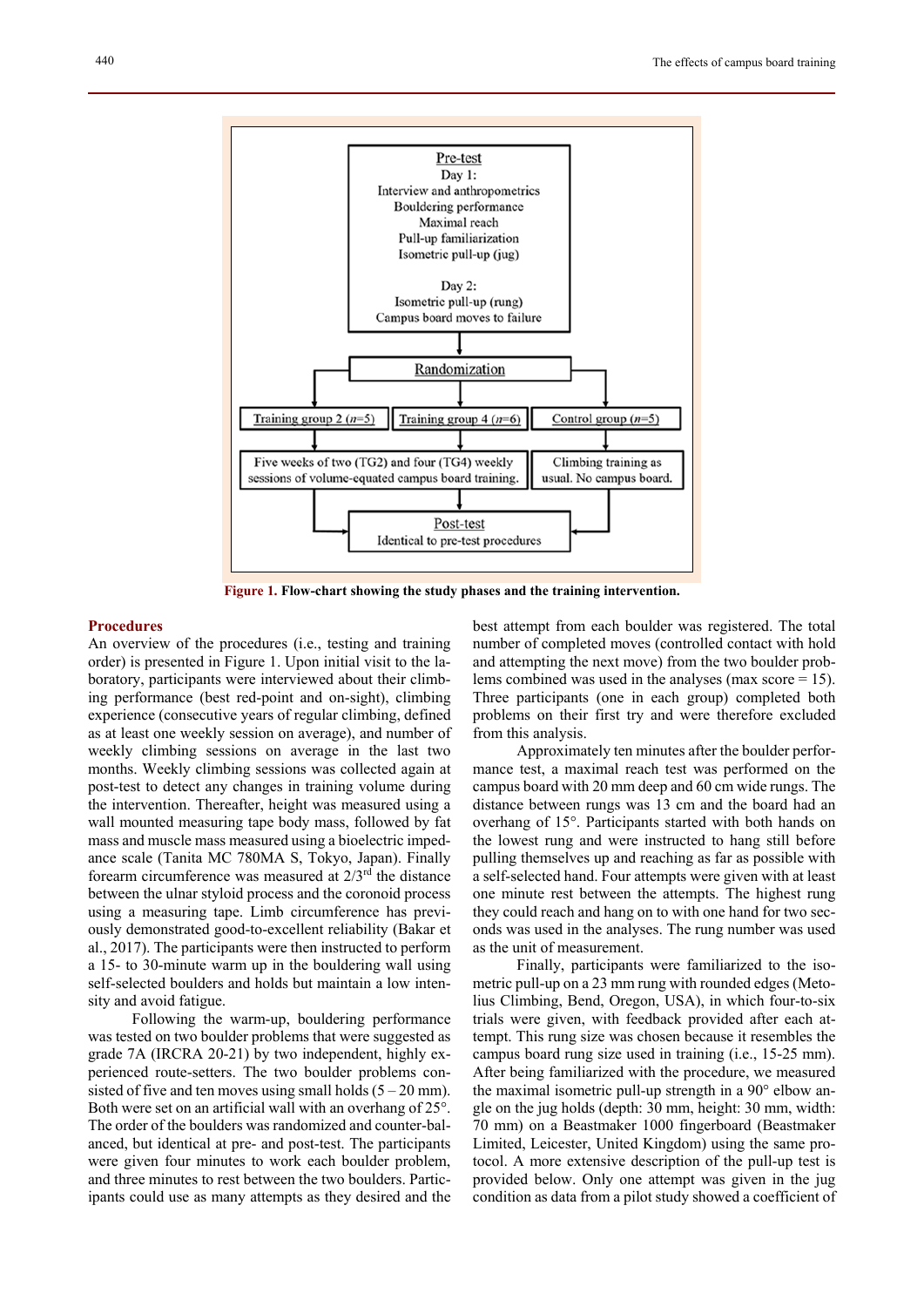Pre-test
Day 1:
Interview and anthropometrics
Bouldering performance
Maximal reach
Pull-up familiarization
Isometric pull-up (jug)

Day 2:
Isometric pull-up (rung)
Campus board moves to failure

Randomization

Training group 2 (*n*=5) | Training group 4 (*n*=6) | Control group (*n*=5)

Five weeks of two (TG2) and four (TG4) weekly sessions of volume-equated campus board training. | Climbing training as usual. No campus board.

Post-test
Identical to pre-test procedures

**Figure 1. Flow-chart showing the study phases and the training intervention.**

## Procedures

An overview of the procedures (i.e., testing and training order) is presented in Figure 1. Upon initial visit to the laboratory, participants were interviewed about their climbing performance (best red-point and on-sight), climbing experience (consecutive years of regular climbing, defined as at least one weekly session on average), and number of weekly climbing sessions on average in the last two months. Weekly climbing sessions was collected again at post-test to detect any changes in training volume during the intervention. Thereafter, height was measured using a wall mounted measuring tape body mass, followed by fat mass and muscle mass measured using a bioelectric impedance scale (Tanita MC 780MA S, Tokyo, Japan). Finally forearm circumference was measured at 2/3rd the distance between the ulnar styloid process and the coronoid process using a measuring tape. Limb circumference has previously demonstrated good-to-excellent reliability (Bakar et al., 2017). The participants were then instructed to perform a 15- to 30-minute warm up in the bouldering wall using self-selected boulders and holds but maintain a low intensity and avoid fatigue.

Following the warm-up, bouldering performance was tested on two boulder problems that were suggested as grade 7A (IRCRA 20-21) by two independent, highly experienced route-setters. The two boulder problems consisted of five and ten moves using small holds (5 – 20 mm). Both were set on an artificial wall with an overhang of 25°. The order of the boulders was randomized and counter-balanced, but identical at pre- and post-test. The participants were given four minutes to work each boulder problem, and three minutes to rest between the two boulders. Participants could use as many attempts as they desired and the best attempt from each boulder was registered. The total number of completed moves (controlled contact with hold and attempting the next move) from the two boulder problems combined was used in the analyses (max score = 15). Three participants (one in each group) completed both problems on their first try and were therefore excluded from this analysis.

Approximately ten minutes after the boulder performance test, a maximal reach test was performed on the campus board with 20 mm deep and 60 cm wide rungs. The distance between rungs was 13 cm and the board had an overhang of 15°. Participants started with both hands on the lowest rung and were instructed to hang still before pulling themselves up and reaching as far as possible with a self-selected hand. Four attempts were given with at least one minute rest between the attempts. The highest rung they could reach and hang on to with one hand for two seconds was used in the analyses. The rung number was used as the unit of measurement.

Finally, participants were familiarized to the isometric pull-up on a 23 mm rung with rounded edges (Metolius Climbing, Bend, Oregon, USA), in which four-to-six trials were given, with feedback provided after each attempt. This rung size was chosen because it resembles the campus board rung size used in training (i.e., 15-25 mm). After being familiarized with the procedure, we measured the maximal isometric pull-up strength in a 90° elbow angle on the jug holds (depth: 30 mm, height: 30 mm, width: 70 mm) on a Beastmaker 1000 fingerboard (Beastmaker Limited, Leicester, United Kingdom) using the same protocol. A more extensive description of the pull-up test is provided below. Only one attempt was given in the jug condition as data from a pilot study showed a coefficient of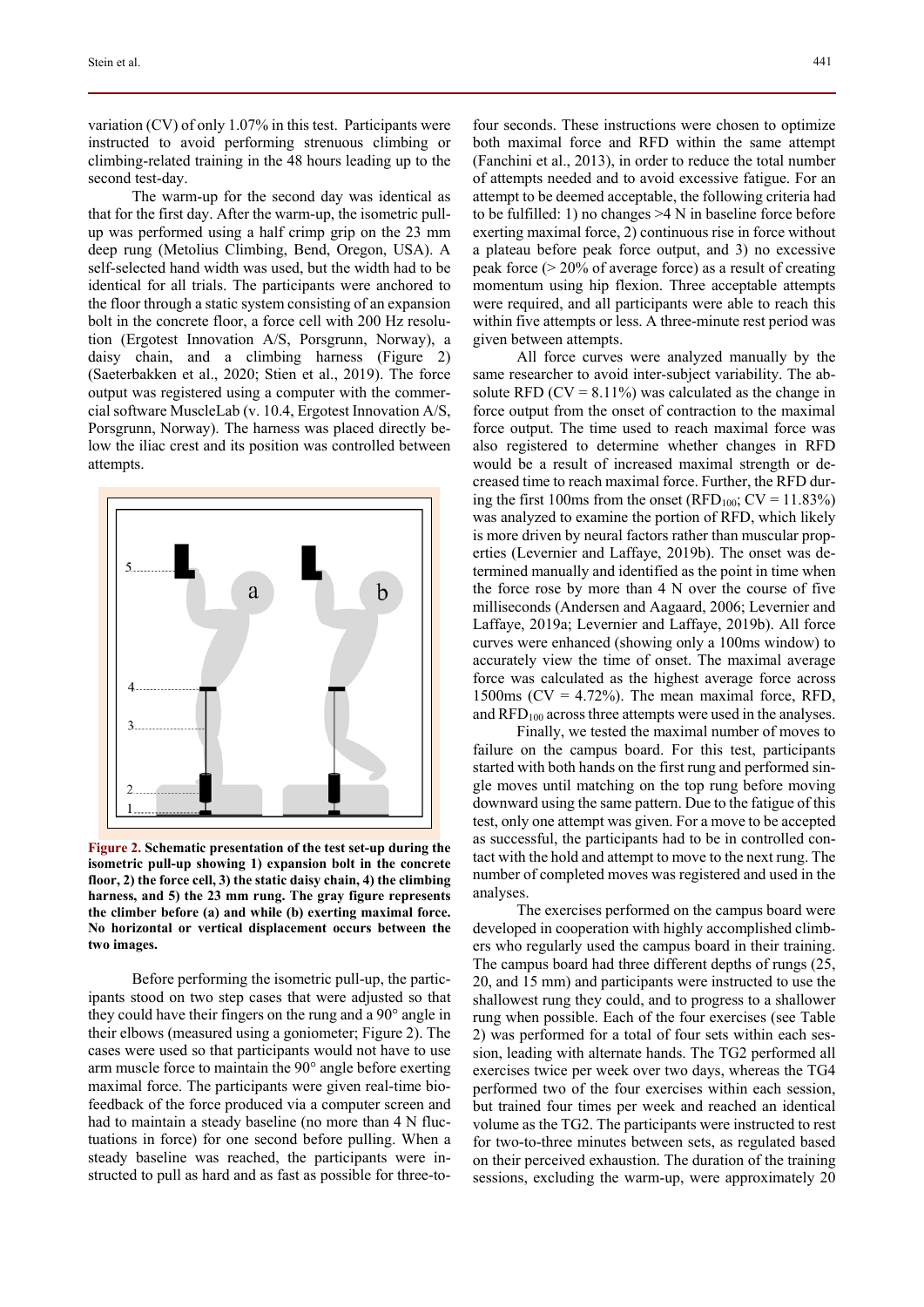variation (CV) of only 1.07% in this test. Participants were instructed to avoid performing strenuous climbing or climbing-related training in the 48 hours leading up to the second test-day.

The warm-up for the second day was identical as that for the first day. After the warm-up, the isometric pull-up was performed using a half crimp grip on the 23 mm deep rung (Metolius Climbing, Bend, Oregon, USA). A self-selected hand width was used, but the width had to be identical for all trials. The participants were anchored to the floor through a static system consisting of an expansion bolt in the concrete floor, a force cell with 200 Hz resolution (Ergotest Innovation A/S, Porsgrunn, Norway), a daisy chain, and a climbing harness (Figure 2) (Saeterbakken et al., 2020; Stien et al., 2019). The force output was registered using a computer with the commercial software MuscleLab (v. 10.4, Ergotest Innovation A/S, Porsgrunn, Norway). The harness was placed directly below the iliac crest and its position was controlled between attempts.

**Figure 2. Schematic presentation of the test set-up during the isometric pull-up showing 1) expansion bolt in the concrete floor, 2) the force cell, 3) the static daisy chain, 4) the climbing harness, and 5) the 23 mm rung. The gray figure represents the climber before (a) and while (b) exerting maximal force. No horizontal or vertical displacement occurs between the two images.**

Before performing the isometric pull-up, the participants stood on two step cases that were adjusted so that they could have their fingers on the rung and a 90° angle in their elbows (measured using a goniometer; Figure 2). The cases were used so that participants would not have to use arm muscle force to maintain the 90° angle before exerting maximal force. The participants were given real-time biofeedback of the force produced via a computer screen and had to maintain a steady baseline (no more than 4 N fluctuations in force) for one second before pulling. When a steady baseline was reached, the participants were instructed to pull as hard and as fast as possible for three-to-four seconds. These instructions were chosen to optimize both maximal force and RFD within the same attempt (Fanchini et al., 2013), in order to reduce the total number of attempts needed and to avoid excessive fatigue. For an attempt to be deemed acceptable, the following criteria had to be fulfilled: 1) no changes >4 N in baseline force before exerting maximal force, 2) continuous rise in force without a plateau before peak force output, and 3) no excessive peak force (> 20% of average force) as a result of creating momentum using hip flexion. Three acceptable attempts were required, and all participants were able to reach this within five attempts or less. A three-minute rest period was given between attempts.

All force curves were analyzed manually by the same researcher to avoid inter-subject variability. The absolute RFD (CV = 8.11%) was calculated as the change in force output from the onset of contraction to the maximal force output. The time used to reach maximal force was also registered to determine whether changes in RFD would be a result of increased maximal strength or decreased time to reach maximal force. Further, the RFD during the first 100ms from the onset ($RFD_{100}$; CV = 11.83%) was analyzed to examine the portion of RFD, which likely is more driven by neural factors rather than muscular properties (Levernier and Laffaye, 2019b). The onset was determined manually and identified as the point in time when the force rose by more than 4 N over the course of five milliseconds (Andersen and Aagaard, 2006; Levernier and Laffaye, 2019a; Levernier and Laffaye, 2019b). All force curves were enhanced (showing only a 100ms window) to accurately view the time of onset. The maximal average force was calculated as the highest average force across 1500ms (CV = 4.72%). The mean maximal force, RFD, and $RFD_{100}$ across three attempts were used in the analyses.

Finally, we tested the maximal number of moves to failure on the campus board. For this test, participants started with both hands on the first rung and performed single moves until matching on the top rung before moving downward using the same pattern. Due to the fatigue of this test, only one attempt was given. For a move to be accepted as successful, the participants had to be in controlled contact with the hold and attempt to move to the next rung. The number of completed moves was registered and used in the analyses.

The exercises performed on the campus board were developed in cooperation with highly accomplished climbers who regularly used the campus board in their training. The campus board had three different depths of rungs (25, 20, and 15 mm) and participants were instructed to use the shallowest rung they could, and to progress to a shallower rung when possible. Each of the four exercises (see Table 2) was performed for a total of four sets within each session, leading with alternate hands. The TG2 performed all exercises twice per week over two days, whereas the TG4 performed two of the four exercises within each session, but trained four times per week and reached an identical volume as the TG2. The participants were instructed to rest for two-to-three minutes between sets, as regulated based on their perceived exhaustion. The duration of the training sessions, excluding the warm-up, were approximately 20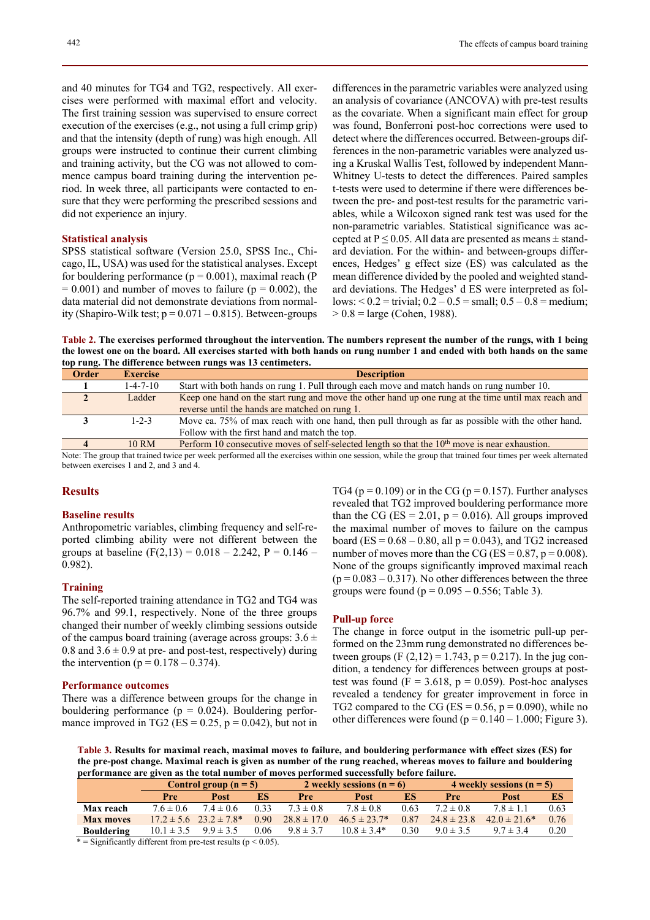and 40 minutes for TG4 and TG2, respectively. All exercises were performed with maximal effort and velocity. The first training session was supervised to ensure correct execution of the exercises (e.g., not using a full crimp grip) and that the intensity (depth of rung) was high enough. All groups were instructed to continue their current climbing and training activity, but the CG was not allowed to commence campus board training during the intervention period. In week three, all participants were contacted to ensure that they were performing the prescribed sessions and did not experience an injury.

### Statistical analysis

SPSS statistical software (Version 25.0, SPSS Inc., Chicago, IL, USA) was used for the statistical analyses. Except for bouldering performance ($p = 0.001$), maximal reach ($P = 0.001$) and number of moves to failure ($p = 0.002$), the data material did not demonstrate deviations from normality (Shapiro-Wilk test; $p = 0.071 - 0.815$). Between-groups differences in the parametric variables were analyzed using an analysis of covariance (ANCOVA) with pre-test results as the covariate. When a significant main effect for group was found, Bonferroni post-hoc corrections were used to detect where the differences occurred. Between-groups differences in the non-parametric variables were analyzed using a Kruskal Wallis Test, followed by independent Mann-Whitney U-tests to detect the differences. Paired samples t-tests were used to determine if there were differences between the pre- and post-test results for the parametric variables, while a Wilcoxon signed rank test was used for the non-parametric variables. Statistical significance was accepted at $P \leq 0.05$. All data are presented as means ± standard deviation. For the within- and between-groups differences, Hedges' g effect size (ES) was calculated as the mean difference divided by the pooled and weighted standard deviations. The Hedges' d ES were interpreted as follows: < 0.2 = trivial; 0.2 – 0.5 = small; 0.5 – 0.8 = medium; > 0.8 = large (Cohen, 1988).

**Table 2. The exercises performed throughout the intervention. The numbers represent the number of the rungs, with 1 being the lowest one on the board. All exercises started with both hands on rung number 1 and ended with both hands on the same top rung. The difference between rungs was 13 centimeters.**

| Order | Exercise | Description |
|---|---|---|
| **1** | 1-4-7-10 | Start with both hands on rung 1. Pull through each move and match hands on rung number 10. |
| **2** | Ladder | Keep one hand on the start rung and move the other hand up one rung at the time until max reach and reverse until the hands are matched on rung 1. |
| **3** | 1-2-3 | Move ca. 75% of max reach with one hand, then pull through as far as possible with the other hand. Follow with the first hand and match the top. |
| **4** | 10 RM | Perform 10 consecutive moves of self-selected length so that the $10^{th}$ move is near exhaustion. |

Note: The group that trained twice per week performed all the exercises within one session, while the group that trained four times per week alternated between exercises 1 and 2, and 3 and 4.

## Results

### Baseline results

Anthropometric variables, climbing frequency and self-reported climbing ability were not different between the groups at baseline ($F(2,13) = 0.018 - 2.242$, $P = 0.146 - 0.982$).

### Training

The self-reported training attendance in TG2 and TG4 was 96.7% and 99.1, respectively. None of the three groups changed their number of weekly climbing sessions outside of the campus board training (average across groups: 3.6 ± 0.8 and 3.6 ± 0.9 at pre- and post-test, respectively) during the intervention ($p = 0.178 - 0.374$).

### Performance outcomes

There was a difference between groups for the change in bouldering performance ($p = 0.024$). Bouldering performance improved in TG2 (ES = 0.25, $p = 0.042$), but not in TG4 ($p = 0.109$) or in the CG ($p = 0.157$). Further analyses revealed that TG2 improved bouldering performance more than the CG (ES = 2.01, $p = 0.016$). All groups improved the maximal number of moves to failure on the campus board (ES = 0.68 – 0.80, all $p = 0.043$), and TG2 increased number of moves more than the CG (ES = 0.87, $p = 0.008$). None of the groups significantly improved maximal reach ($p = 0.083 - 0.317$). No other differences between the three groups were found ($p = 0.095 - 0.556$; Table 3).

### Pull-up force

The change in force output in the isometric pull-up performed on the 23mm rung demonstrated no differences between groups ($F(2,12) = 1.743$, $p = 0.217$). In the jug condition, a tendency for differences between groups at post-test was found ($F = 3.618$, $p = 0.059$). Post-hoc analyses revealed a tendency for greater improvement in force in TG2 compared to the CG (ES = 0.56, $p = 0.090$), while no other differences were found ($p = 0.140 - 1.000$; Figure 3).

**Table 3. Results for maximal reach, maximal moves to failure, and bouldering performance with effect sizes (ES) for the pre-post change. Maximal reach is given as number of the rung reached, whereas moves to failure and bouldering performance are given as the total number of moves performed successfully before failure.**

| | Control group (n = 5) | | | 2 weekly sessions (n = 6) | | | 4 weekly sessions (n = 5) | | |
|---|---|---|---|---|---|---|---|---|---|
| | **Pre** | **Post** | **ES** | **Pre** | **Post** | **ES** | **Pre** | **Post** | **ES** |
| **Max reach** | 7.6 ± 0.6 | 7.4 ± 0.6 | 0.33 | 7.3 ± 0.8 | 7.8 ± 0.8 | 0.63 | 7.2 ± 0.8 | 7.8 ± 1.1 | 0.63 |
| **Max moves** | 17.2 ± 5.6 | 23.2 ± 7.8* | 0.90 | 28.8 ± 17.0 | 46.5 ± 23.7* | 0.87 | 24.8 ± 23.8 | 42.0 ± 21.6* | 0.76 |
| **Bouldering** | 10.1 ± 3.5 | 9.9 ± 3.5 | 0.06 | 9.8 ± 3.7 | 10.8 ± 3.4* | 0.30 | 9.0 ± 3.5 | 9.7 ± 3.4 | 0.20 |

* = Significantly different from pre-test results ($p < 0.05$).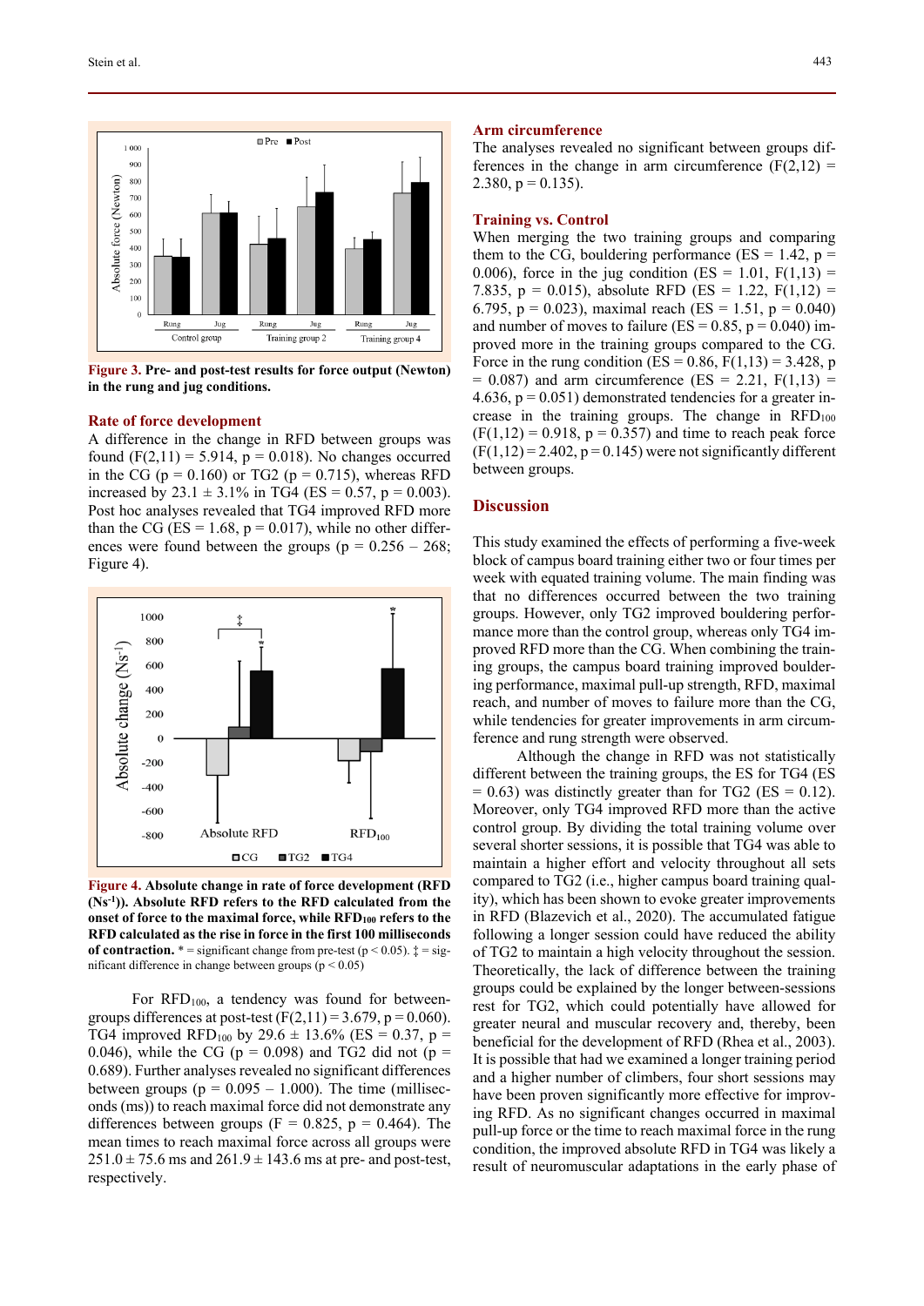**Figure 3.** Pre- and post-test results for force output (Newton) in the rung and jug conditions.

### Rate of force development

A difference in the change in RFD between groups was found ($F(2,11) = 5.914$, $p = 0.018$). No changes occurred in the CG ($p = 0.160$) or TG2 ($p = 0.715$), whereas RFD increased by 23.1 ± 3.1% in TG4 (ES = 0.57, $p = 0.003$). Post hoc analyses revealed that TG4 improved RFD more than the CG (ES = 1.68, $p = 0.017$), while no other differences were found between the groups ($p = 0.256 – 268$; Figure 4).

**Figure 4.** Absolute change in rate of force development (RFD ($Ns^{-1}$)). Absolute RFD refers to the RFD calculated from the onset of force to the maximal force, while $RFD_{100}$ refers to the RFD calculated as the rise in force in the first 100 milliseconds of contraction. * = significant change from pre-test ($p < 0.05$). ‡ = significant difference in change between groups ($p < 0.05$)

For $RFD_{100}$, a tendency was found for between-groups differences at post-test ($F(2,11) = 3.679$, $p = 0.060$). TG4 improved $RFD_{100}$ by 29.6 ± 13.6% (ES = 0.37, $p = 0.046$), while the CG ($p = 0.098$) and TG2 did not ($p = 0.689$). Further analyses revealed no significant differences between groups ($p = 0.095 – 1.000$). The time (milliseconds (ms)) to reach maximal force did not demonstrate any differences between groups ($F = 0.825$, $p = 0.464$). The mean times to reach maximal force across all groups were 251.0 ± 75.6 ms and 261.9 ± 143.6 ms at pre- and post-test, respectively.

### Arm circumference

The analyses revealed no significant between groups differences in the change in arm circumference ($F(2,12) = 2.380$, $p = 0.135$).

### Training vs. Control

When merging the two training groups and comparing them to the CG, bouldering performance (ES = 1.42, $p = 0.006$), force in the jug condition (ES = 1.01, $F(1,13) = 7.835$, $p = 0.015$), absolute RFD (ES = 1.22, $F(1,12) = 6.795$, $p = 0.023$), maximal reach (ES = 1.51, $p = 0.040$) and number of moves to failure (ES = 0.85, $p = 0.040$) improved more in the training groups compared to the CG. Force in the rung condition (ES = 0.86, $F(1,13) = 3.428$, $p = 0.087$) and arm circumference (ES = 2.21, $F(1,13) = 4.636$, $p = 0.051$) demonstrated tendencies for a greater increase in the training groups. The change in $RFD_{100}$ ($F(1,12) = 0.918$, $p = 0.357$) and time to reach peak force ($F(1,12) = 2.402$, $p = 0.145$) were not significantly different between groups.

## Discussion

This study examined the effects of performing a five-week block of campus board training either two or four times per week with equated training volume. The main finding was that no differences occurred between the two training groups. However, only TG2 improved bouldering performance more than the control group, whereas only TG4 improved RFD more than the CG. When combining the training groups, the campus board training improved bouldering performance, maximal pull-up strength, RFD, maximal reach, and number of moves to failure more than the CG, while tendencies for greater improvements in arm circumference and rung strength were observed.

Although the change in RFD was not statistically different between the training groups, the ES for TG4 (ES = 0.63) was distinctly greater than for TG2 (ES = 0.12). Moreover, only TG4 improved RFD more than the active control group. By dividing the total training volume over several shorter sessions, it is possible that TG4 was able to maintain a higher effort and velocity throughout all sets compared to TG2 (i.e., higher campus board training quality), which has been shown to evoke greater improvements in RFD (Blazevich et al., 2020). The accumulated fatigue following a longer session could have reduced the ability of TG2 to maintain a high velocity throughout the session. Theoretically, the lack of difference between the training groups could be explained by the longer between-sessions rest for TG2, which could potentially have allowed for greater neural and muscular recovery and, thereby, been beneficial for the development of RFD (Rhea et al., 2003). It is possible that had we examined a longer training period and a higher number of climbers, four short sessions may have proven significantly more effective for improving RFD. As no significant changes occurred in maximal pull-up force or the time to reach maximal force in the rung condition, the improved absolute RFD in TG4 was likely a result of neuromuscular adaptations in the early phase of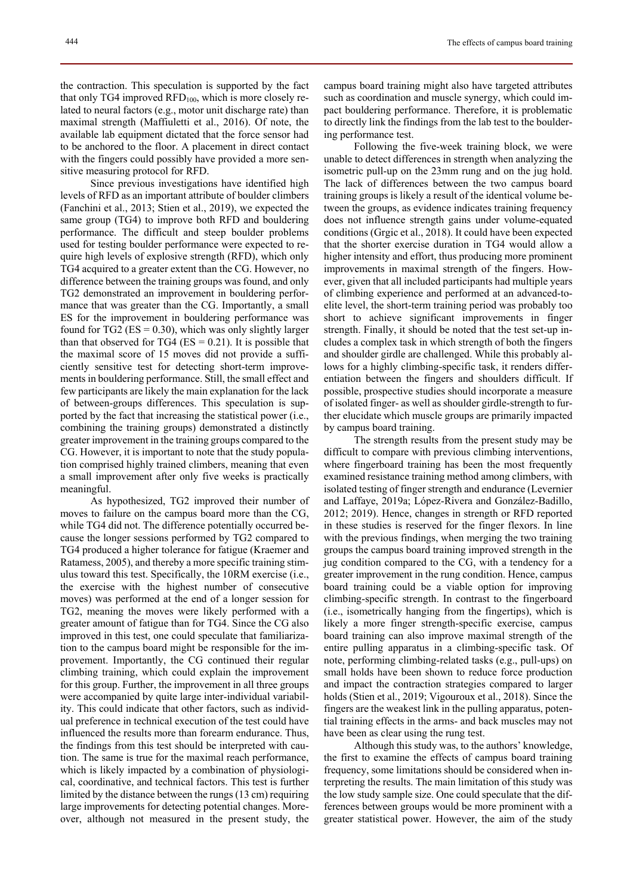the contraction. This speculation is supported by the fact that only TG4 improved $RFD_{100}$, which is more closely related to neural factors (e.g., motor unit discharge rate) than maximal strength (Maffiuletti et al., 2016). Of note, the available lab equipment dictated that the force sensor had to be anchored to the floor. A placement in direct contact with the fingers could possibly have provided a more sensitive measuring protocol for RFD.

Since previous investigations have identified high levels of RFD as an important attribute of boulder climbers (Fanchini et al., 2013; Stien et al., 2019), we expected the same group (TG4) to improve both RFD and bouldering performance. The difficult and steep boulder problems used for testing boulder performance were expected to require high levels of explosive strength (RFD), which only TG4 acquired to a greater extent than the CG. However, no difference between the training groups was found, and only TG2 demonstrated an improvement in bouldering performance that was greater than the CG. Importantly, a small ES for the improvement in bouldering performance was found for TG2 (ES = 0.30), which was only slightly larger than that observed for TG4 (ES = 0.21). It is possible that the maximal score of 15 moves did not provide a sufficiently sensitive test for detecting short-term improvements in bouldering performance. Still, the small effect and few participants are likely the main explanation for the lack of between-groups differences. This speculation is supported by the fact that increasing the statistical power (i.e., combining the training groups) demonstrated a distinctly greater improvement in the training groups compared to the CG. However, it is important to note that the study population comprised highly trained climbers, meaning that even a small improvement after only five weeks is practically meaningful.

As hypothesized, TG2 improved their number of moves to failure on the campus board more than the CG, while TG4 did not. The difference potentially occurred because the longer sessions performed by TG2 compared to TG4 produced a higher tolerance for fatigue (Kraemer and Ratamess, 2005), and thereby a more specific training stimulus toward this test. Specifically, the 10RM exercise (i.e., the exercise with the highest number of consecutive moves) was performed at the end of a longer session for TG2, meaning the moves were likely performed with a greater amount of fatigue than for TG4. Since the CG also improved in this test, one could speculate that familiarization to the campus board might be responsible for the improvement. Importantly, the CG continued their regular climbing training, which could explain the improvement for this group. Further, the improvement in all three groups were accompanied by quite large inter-individual variability. This could indicate that other factors, such as individual preference in technical execution of the test could have influenced the results more than forearm endurance. Thus, the findings from this test should be interpreted with caution. The same is true for the maximal reach performance, which is likely impacted by a combination of physiological, coordinative, and technical factors. This test is further limited by the distance between the rungs (13 cm) requiring large improvements for detecting potential changes. Moreover, although not measured in the present study, the campus board training might also have targeted attributes such as coordination and muscle synergy, which could impact bouldering performance. Therefore, it is problematic to directly link the findings from the lab test to the bouldering performance test.

Following the five-week training block, we were unable to detect differences in strength when analyzing the isometric pull-up on the 23mm rung and on the jug hold. The lack of differences between the two campus board training groups is likely a result of the identical volume between the groups, as evidence indicates training frequency does not influence strength gains under volume-equated conditions (Grgic et al., 2018). It could have been expected that the shorter exercise duration in TG4 would allow a higher intensity and effort, thus producing more prominent improvements in maximal strength of the fingers. However, given that all included participants had multiple years of climbing experience and performed at an advanced-to-elite level, the short-term training period was probably too short to achieve significant improvements in finger strength. Finally, it should be noted that the test set-up includes a complex task in which strength of both the fingers and shoulder girdle are challenged. While this probably allows for a highly climbing-specific task, it renders differentiation between the fingers and shoulders difficult. If possible, prospective studies should incorporate a measure of isolated finger- as well as shoulder girdle-strength to further elucidate which muscle groups are primarily impacted by campus board training.

The strength results from the present study may be difficult to compare with previous climbing interventions, where fingerboard training has been the most frequently examined resistance training method among climbers, with isolated testing of finger strength and endurance (Levernier and Laffaye, 2019a; López-Rivera and González-Badillo, 2012; 2019). Hence, changes in strength or RFD reported in these studies is reserved for the finger flexors. In line with the previous findings, when merging the two training groups the campus board training improved strength in the jug condition compared to the CG, with a tendency for a greater improvement in the rung condition. Hence, campus board training could be a viable option for improving climbing-specific strength. In contrast to the fingerboard (i.e., isometrically hanging from the fingertips), which is likely a more finger strength-specific exercise, campus board training can also improve maximal strength of the entire pulling apparatus in a climbing-specific task. Of note, performing climbing-related tasks (e.g., pull-ups) on small holds have been shown to reduce force production and impact the contraction strategies compared to larger holds (Stien et al., 2019; Vigouroux et al., 2018). Since the fingers are the weakest link in the pulling apparatus, potential training effects in the arms- and back muscles may not have been as clear using the rung test.

Although this study was, to the authors' knowledge, the first to examine the effects of campus board training frequency, some limitations should be considered when interpreting the results. The main limitation of this study was the low study sample size. One could speculate that the differences between groups would be more prominent with a greater statistical power. However, the aim of the study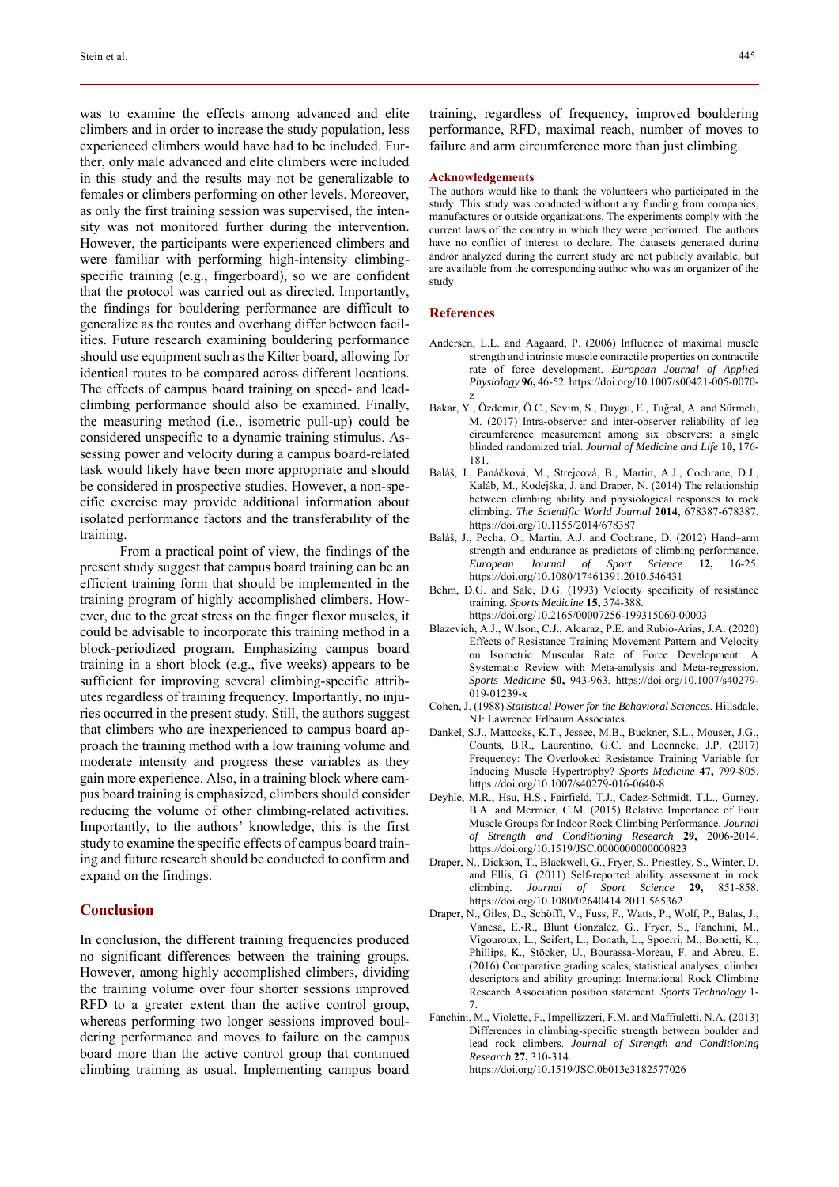was to examine the effects among advanced and elite climbers and in order to increase the study population, less experienced climbers would have had to be included. Further, only male advanced and elite climbers were included in this study and the results may not be generalizable to females or climbers performing on other levels. Moreover, as only the first training session was supervised, the intensity was not monitored further during the intervention. However, the participants were experienced climbers and were familiar with performing high-intensity climbing-specific training (e.g., fingerboard), so we are confident that the protocol was carried out as directed. Importantly, the findings for bouldering performance are difficult to generalize as the routes and overhang differ between facilities. Future research examining bouldering performance should use equipment such as the Kilter board, allowing for identical routes to be compared across different locations. The effects of campus board training on speed- and lead-climbing performance should also be examined. Finally, the measuring method (i.e., isometric pull-up) could be considered unspecific to a dynamic training stimulus. Assessing power and velocity during a campus board-related task would likely have been more appropriate and should be considered in prospective studies. However, a non-specific exercise may provide additional information about isolated performance factors and the transferability of the training.

From a practical point of view, the findings of the present study suggest that campus board training can be an efficient training form that should be implemented in the training program of highly accomplished climbers. However, due to the great stress on the finger flexor muscles, it could be advisable to incorporate this training method in a block-periodized program. Emphasizing campus board training in a short block (e.g., five weeks) appears to be sufficient for improving several climbing-specific attributes regardless of training frequency. Importantly, no injuries occurred in the present study. Still, the authors suggest that climbers who are inexperienced to campus board approach the training method with a low training volume and moderate intensity and progress these variables as they gain more experience. Also, in a training block where campus board training is emphasized, climbers should consider reducing the volume of other climbing-related activities. Importantly, to the authors' knowledge, this is the first study to examine the specific effects of campus board training and future research should be conducted to confirm and expand on the findings.

## Conclusion

In conclusion, the different training frequencies produced no significant differences between the training groups. However, among highly accomplished climbers, dividing the training volume over four shorter sessions improved RFD to a greater extent than the active control group, whereas performing two longer sessions improved bouldering performance and moves to failure on the campus board more than the active control group that continued climbing training as usual. Implementing campus board training, regardless of frequency, improved bouldering performance, RFD, maximal reach, number of moves to failure and arm circumference more than just climbing.

### Acknowledgements

The authors would like to thank the volunteers who participated in the study. This study was conducted without any funding from companies, manufactures or outside organizations. The experiments comply with the current laws of the country in which they were performed. The authors have no conflict of interest to declare. The datasets generated during and/or analyzed during the current study are not publicly available, but are available from the corresponding author who was an organizer of the study.

## References

Andersen, L.L. and Aagaard, P. (2006) Influence of maximal muscle strength and intrinsic muscle contractile properties on contractile rate of force development. *European Journal of Applied Physiology* **96,** 46-52. https://doi.org/10.1007/s00421-005-0070-z

Bakar, Y., Özdemir, Ö.C., Sevim, S., Duygu, E., Tuğral, A. and Sürmeli, M. (2017) Intra-observer and inter-observer reliability of leg circumference measurement among six observers: a single blinded randomized trial. *Journal of Medicine and Life* **10,** 176-181.

Baláš, J., Panáčková, M., Strejcová, B., Martin, A.J., Cochrane, D.J., Kaláb, M., Kodejška, J. and Draper, N. (2014) The relationship between climbing ability and physiological responses to rock climbing. *The Scientific World Journal* **2014,** 678387-678387. https://doi.org/10.1155/2014/678387

Baláš, J., Pecha, O., Martin, A.J. and Cochrane, D. (2012) Hand–arm strength and endurance as predictors of climbing performance. *European Journal of Sport Science* **12,** 16-25. https://doi.org/10.1080/17461391.2010.546431

Behm, D.G. and Sale, D.G. (1993) Velocity specificity of resistance training. *Sports Medicine* **15,** 374-388. https://doi.org/10.2165/00007256-199315060-00003

Blazevich, A.J., Wilson, C.J., Alcaraz, P.E. and Rubio-Arias, J.A. (2020) Effects of Resistance Training Movement Pattern and Velocity on Isometric Muscular Rate of Force Development: A Systematic Review with Meta-analysis and Meta-regression. *Sports Medicine* **50,** 943-963. https://doi.org/10.1007/s40279-019-01239-x

Cohen, J. (1988) *Statistical Power for the Behavioral Sciences*. Hillsdale, NJ: Lawrence Erlbaum Associates.

Dankel, S.J., Mattocks, K.T., Jessee, M.B., Buckner, S.L., Mouser, J.G., Counts, B.R., Laurentino, G.C. and Loenneke, J.P. (2017) Frequency: The Overlooked Resistance Training Variable for Inducing Muscle Hypertrophy? *Sports Medicine* **47,** 799-805. https://doi.org/10.1007/s40279-016-0640-8

Deyhle, M.R., Hsu, H.S., Fairfield, T.J., Cadez-Schmidt, T.L., Gurney, B.A. and Mermier, C.M. (2015) Relative Importance of Four Muscle Groups for Indoor Rock Climbing Performance. *Journal of Strength and Conditioning Research* **29,** 2006-2014. https://doi.org/10.1519/JSC.0000000000000823

Draper, N., Dickson, T., Blackwell, G., Fryer, S., Priestley, S., Winter, D. and Ellis, G. (2011) Self-reported ability assessment in rock climbing. *Journal of Sport Science* **29,** 851-858. https://doi.org/10.1080/02640414.2011.565362

Draper, N., Giles, D., Schöffl, V., Fuss, F., Watts, P., Wolf, P., Balas, J., Vanesa, E.-R., Blunt Gonzalez, G., Fryer, S., Fanchini, M., Vigouroux, L., Seifert, L., Donath, L., Spoerri, M., Bonetti, K., Phillips, K., Stöcker, U., Bourassa-Moreau, F. and Abreu, E. (2016) Comparative grading scales, statistical analyses, climber descriptors and ability grouping: International Rock Climbing Research Association position statement. *Sports Technology* 1-7.

Fanchini, M., Violette, F., Impellizzeri, F.M. and Maffiuletti, N.A. (2013) Differences in climbing-specific strength between boulder and lead rock climbers. *Journal of Strength and Conditioning Research* **27,** 310-314. https://doi.org/10.1519/JSC.0b013e3182577026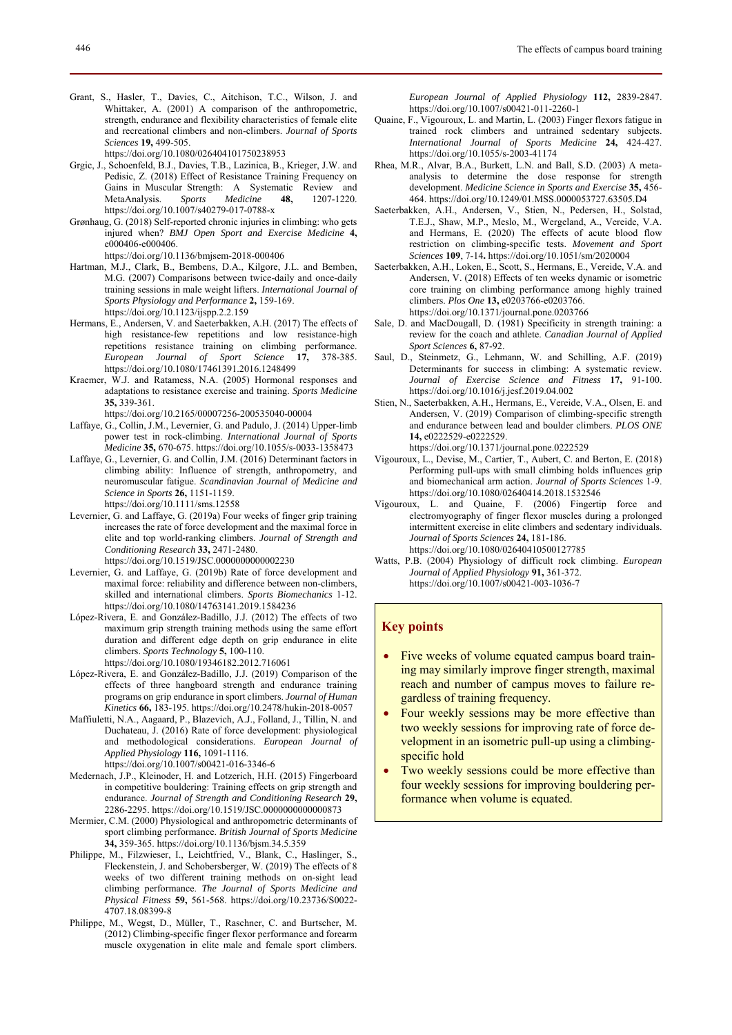Grant, S., Hasler, T., Davies, C., Aitchison, T.C., Wilson, J. and Whittaker, A. (2001) A comparison of the anthropometric, strength, endurance and flexibility characteristics of female elite and recreational climbers and non-climbers. *Journal of Sports Sciences* **19,** 499-505. https://doi.org/10.1080/026404101750238953

Grgic, J., Schoenfeld, B.J., Davies, T.B., Lazinica, B., Krieger, J.W. and Pedisic, Z. (2018) Effect of Resistance Training Frequency on Gains in Muscular Strength: A Systematic Review and MetaAnalysis. *Sports Medicine* **48,** 1207-1220. https://doi.org/10.1007/s40279-017-0788-x

Grønhaug, G. (2018) Self-reported chronic injuries in climbing: who gets injured when? *BMJ Open Sport and Exercise Medicine* **4,** e000406-e000406. https://doi.org/10.1136/bmjsem-2018-000406

Hartman, M.J., Clark, B., Bembens, D.A., Kilgore, J.L. and Bemben, M.G. (2007) Comparisons between twice-daily and once-daily training sessions in male weight lifters. *International Journal of Sports Physiology and Performance* **2,** 159-169. https://doi.org/10.1123/ijspp.2.2.159

Hermans, E., Andersen, V. and Saeterbakken, A.H. (2017) The effects of high resistance-few repetitions and low resistance-high repetitions resistance training on climbing performance. *European Journal of Sport Science* **17,** 378-385. https://doi.org/10.1080/17461391.2016.1248499

Kraemer, W.J. and Ratamess, N.A. (2005) Hormonal responses and adaptations to resistance exercise and training. *Sports Medicine* **35,** 339-361. https://doi.org/10.2165/00007256-200535040-00004

Laffaye, G., Collin, J.M., Levernier, G. and Padulo, J. (2014) Upper-limb power test in rock-climbing. *International Journal of Sports Medicine* **35,** 670-675. https://doi.org/10.1055/s-0033-1358473

Laffaye, G., Levernier, G. and Collin, J.M. (2016) Determinant factors in climbing ability: Influence of strength, anthropometry, and neuromuscular fatigue. *Scandinavian Journal of Medicine and Science in Sports* **26,** 1151-1159. https://doi.org/10.1111/sms.12558

Levernier, G. and Laffaye, G. (2019a) Four weeks of finger grip training increases the rate of force development and the maximal force in elite and top world-ranking climbers. *Journal of Strength and Conditioning Research* **33,** 2471-2480. https://doi.org/10.1519/JSC.0000000000002230

Levernier, G. and Laffaye, G. (2019b) Rate of force development and maximal force: reliability and difference between non-climbers, skilled and international climbers. *Sports Biomechanics* 1-12. https://doi.org/10.1080/14763141.2019.1584236

López-Rivera, E. and González-Badillo, J.J. (2012) The effects of two maximum grip strength training methods using the same effort duration and different edge depth on grip endurance in elite climbers. *Sports Technology* **5,** 100-110. https://doi.org/10.1080/19346182.2012.716061

López-Rivera, E. and González-Badillo, J.J. (2019) Comparison of the effects of three hangboard strength and endurance training programs on grip endurance in sport climbers. *Journal of Human Kinetics* **66,** 183-195. https://doi.org/10.2478/hukin-2018-0057

Maffiuletti, N.A., Aagaard, P., Blazevich, A.J., Folland, J., Tillin, N. and Duchateau, J. (2016) Rate of force development: physiological and methodological considerations. *European Journal of Applied Physiology* **116,** 1091-1116. https://doi.org/10.1007/s00421-016-3346-6

Medernach, J.P., Kleinoder, H. and Lotzerich, H.H. (2015) Fingerboard in competitive bouldering: Training effects on grip strength and endurance. *Journal of Strength and Conditioning Research* **29,** 2286-2295. https://doi.org/10.1519/JSC.0000000000000873

Mermier, C.M. (2000) Physiological and anthropometric determinants of sport climbing performance. *British Journal of Sports Medicine* **34,** 359-365. https://doi.org/10.1136/bjsm.34.5.359

Philippe, M., Filzwieser, I., Leichtfried, V., Blank, C., Haslinger, S., Fleckenstein, J. and Schobersberger, W. (2019) The effects of 8 weeks of two different training methods on on-sight lead climbing performance. *The Journal of Sports Medicine and Physical Fitness* **59,** 561-568. https://doi.org/10.23736/S0022-4707.18.08399-8

Philippe, M., Wegst, D., Müller, T., Raschner, C. and Burtscher, M. (2012) Climbing-specific finger flexor performance and forearm muscle oxygenation in elite male and female sport climbers. *European Journal of Applied Physiology* **112,** 2839-2847. https://doi.org/10.1007/s00421-011-2260-1

Quaine, F., Vigouroux, L. and Martin, L. (2003) Finger flexors fatigue in trained rock climbers and untrained sedentary subjects. *International Journal of Sports Medicine* **24,** 424-427. https://doi.org/10.1055/s-2003-41174

Rhea, M.R., Alvar, B.A., Burkett, L.N. and Ball, S.D. (2003) A meta-analysis to determine the dose response for strength development. *Medicine Science in Sports and Exercise* **35,** 456-464. https://doi.org/10.1249/01.MSS.0000053727.63505.D4

Saeterbakken, A.H., Andersen, V., Stien, N., Pedersen, H., Solstad, T.E.J., Shaw, M.P., Meslo, M., Wergeland, A., Vereide, V.A. and Hermans, E. (2020) The effects of acute blood flow restriction on climbing-specific tests. *Movement and Sport Sciences* **109**, 7-14**.** https://doi.org/10.1051/sm/2020004

Saeterbakken, A.H., Loken, E., Scott, S., Hermans, E., Vereide, V.A. and Andersen, V. (2018) Effects of ten weeks dynamic or isometric core training on climbing performance among highly trained climbers. *Plos One* **13,** e0203766-e0203766. https://doi.org/10.1371/journal.pone.0203766

Sale, D. and MacDougall, D. (1981) Specificity in strength training: a review for the coach and athlete. *Canadian Journal of Applied Sport Sciences* **6,** 87-92.

Saul, D., Steinmetz, G., Lehmann, W. and Schilling, A.F. (2019) Determinants for success in climbing: A systematic review. *Journal of Exercise Science and Fitness* **17,** 91-100. https://doi.org/10.1016/j.jesf.2019.04.002

Stien, N., Saeterbakken, A.H., Hermans, E., Vereide, V.A., Olsen, E. and Andersen, V. (2019) Comparison of climbing-specific strength and endurance between lead and boulder climbers. *PLOS ONE* **14,** e0222529-e0222529. https://doi.org/10.1371/journal.pone.0222529

Vigouroux, L., Devise, M., Cartier, T., Aubert, C. and Berton, E. (2018) Performing pull-ups with small climbing holds influences grip and biomechanical arm action. *Journal of Sports Sciences* 1-9. https://doi.org/10.1080/02640414.2018.1532546

Vigouroux, L. and Quaine, F. (2006) Fingertip force and electromyography of finger flexor muscles during a prolonged intermittent exercise in elite climbers and sedentary individuals. *Journal of Sports Sciences* **24,** 181-186. https://doi.org/10.1080/02640410500127785

Watts, P.B. (2004) Physiology of difficult rock climbing. *European Journal of Applied Physiology* **91,** 361-372. https://doi.org/10.1007/s00421-003-1036-7

## Key points

- Five weeks of volume equated campus board training may similarly improve finger strength, maximal reach and number of campus moves to failure regardless of training frequency.
- Four weekly sessions may be more effective than two weekly sessions for improving rate of force development in an isometric pull-up using a climbing-specific hold
- Two weekly sessions could be more effective than four weekly sessions for improving bouldering performance when volume is equated.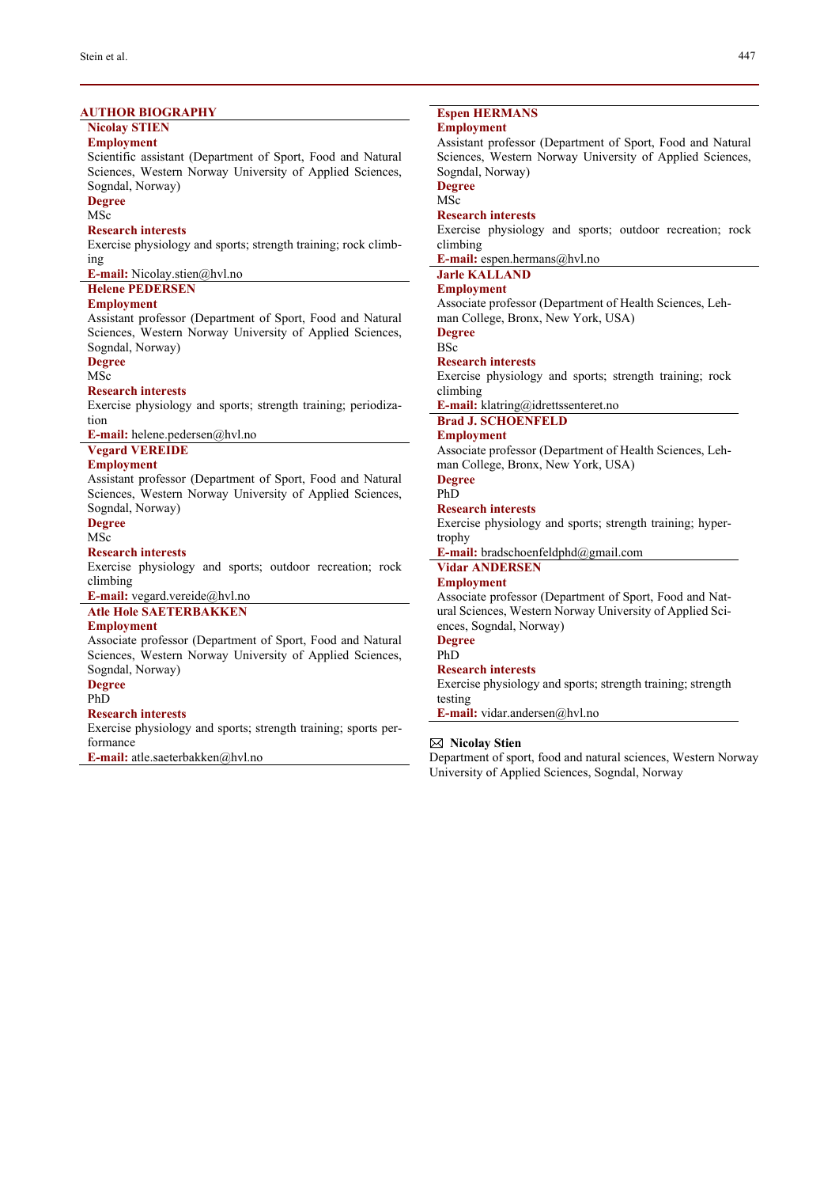## AUTHOR BIOGRAPHY

**Nicolay STIEN**

**Employment**

Scientific assistant (Department of Sport, Food and Natural Sciences, Western Norway University of Applied Sciences, Sogndal, Norway)

**Degree**

MSc

**Research interests**

Exercise physiology and sports; strength training; rock climbing

**E-mail:** Nicolay.stien@hvl.no

**Helene PEDERSEN**

**Employment**

Assistant professor (Department of Sport, Food and Natural Sciences, Western Norway University of Applied Sciences, Sogndal, Norway)

**Degree**

MSc

**Research interests**

Exercise physiology and sports; strength training; periodization

**E-mail:** helene.pedersen@hvl.no

**Vegard VEREIDE**

**Employment**

Assistant professor (Department of Sport, Food and Natural Sciences, Western Norway University of Applied Sciences, Sogndal, Norway)

**Degree**

MSc

**Research interests**

Exercise physiology and sports; outdoor recreation; rock climbing

**E-mail:** vegard.vereide@hvl.no

**Atle Hole SAETERBAKKEN**

**Employment**

Associate professor (Department of Sport, Food and Natural Sciences, Western Norway University of Applied Sciences, Sogndal, Norway)

**Degree**

PhD

**Research interests**

Exercise physiology and sports; strength training; sports performance

**E-mail:** atle.saeterbakken@hvl.no

**Espen HERMANS**

**Employment**

Assistant professor (Department of Sport, Food and Natural Sciences, Western Norway University of Applied Sciences, Sogndal, Norway)

**Degree**

MSc

**Research interests**

Exercise physiology and sports; outdoor recreation; rock climbing

**E-mail:** espen.hermans@hvl.no

**Jarle KALLAND**

**Employment**

Associate professor (Department of Health Sciences, Lehman College, Bronx, New York, USA)

**Degree**

BSc

**Research interests**

Exercise physiology and sports; strength training; rock climbing

**E-mail:** klatring@idrettssenteret.no

**Brad J. SCHOENFELD**

**Employment**

Associate professor (Department of Health Sciences, Lehman College, Bronx, New York, USA)

**Degree**

PhD

**Research interests**

Exercise physiology and sports; strength training; hypertrophy

**E-mail:** bradschoenfeldphd@gmail.com

**Vidar ANDERSEN**

**Employment**

Associate professor (Department of Sport, Food and Natural Sciences, Western Norway University of Applied Sciences, Sogndal, Norway)

**Degree**

PhD

**Research interests**

Exercise physiology and sports; strength training; strength testing

**E-mail:** vidar.andersen@hvl.no

✉ **Nicolay Stien**

Department of sport, food and natural sciences, Western Norway University of Applied Sciences, Sogndal, Norway